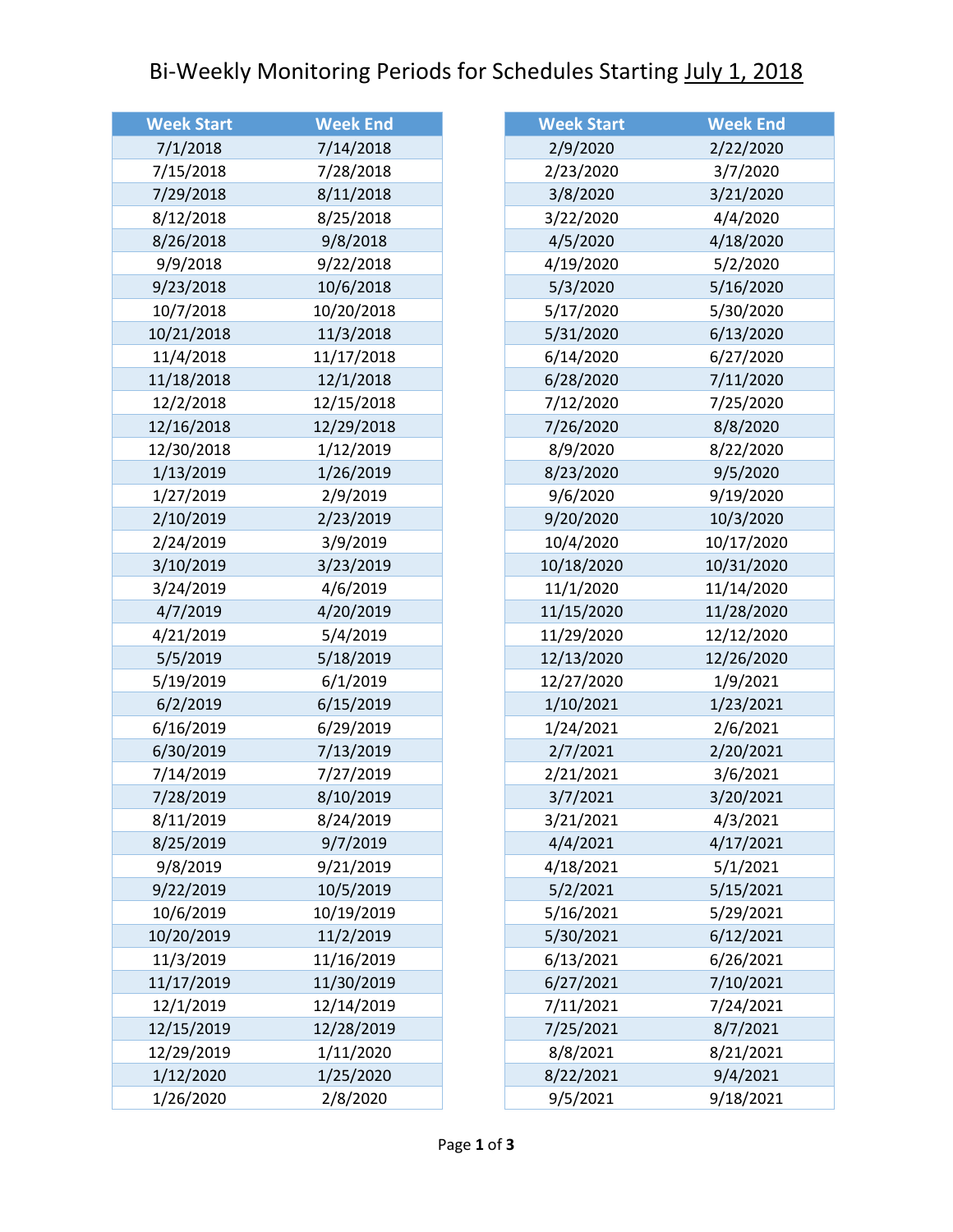# Bi-Weekly Monitoring Periods for Schedules Starting July 1, 2018

| Week Start | Week End |
|---|---|
| 7/1/2018 | 7/14/2018 |
| 7/15/2018 | 7/28/2018 |
| 7/29/2018 | 8/11/2018 |
| 8/12/2018 | 8/25/2018 |
| 8/26/2018 | 9/8/2018 |
| 9/9/2018 | 9/22/2018 |
| 9/23/2018 | 10/6/2018 |
| 10/7/2018 | 10/20/2018 |
| 10/21/2018 | 11/3/2018 |
| 11/4/2018 | 11/17/2018 |
| 11/18/2018 | 12/1/2018 |
| 12/2/2018 | 12/15/2018 |
| 12/16/2018 | 12/29/2018 |
| 12/30/2018 | 1/12/2019 |
| 1/13/2019 | 1/26/2019 |
| 1/27/2019 | 2/9/2019 |
| 2/10/2019 | 2/23/2019 |
| 2/24/2019 | 3/9/2019 |
| 3/10/2019 | 3/23/2019 |
| 3/24/2019 | 4/6/2019 |
| 4/7/2019 | 4/20/2019 |
| 4/21/2019 | 5/4/2019 |
| 5/5/2019 | 5/18/2019 |
| 5/19/2019 | 6/1/2019 |
| 6/2/2019 | 6/15/2019 |
| 6/16/2019 | 6/29/2019 |
| 6/30/2019 | 7/13/2019 |
| 7/14/2019 | 7/27/2019 |
| 7/28/2019 | 8/10/2019 |
| 8/11/2019 | 8/24/2019 |
| 8/25/2019 | 9/7/2019 |
| 9/8/2019 | 9/21/2019 |
| 9/22/2019 | 10/5/2019 |
| 10/6/2019 | 10/19/2019 |
| 10/20/2019 | 11/2/2019 |
| 11/3/2019 | 11/16/2019 |
| 11/17/2019 | 11/30/2019 |
| 12/1/2019 | 12/14/2019 |
| 12/15/2019 | 12/28/2019 |
| 12/29/2019 | 1/11/2020 |
| 1/12/2020 | 1/25/2020 |
| 1/26/2020 | 2/8/2020 |

| Week Start | Week End |
|---|---|
| 2/9/2020 | 2/22/2020 |
| 2/23/2020 | 3/7/2020 |
| 3/8/2020 | 3/21/2020 |
| 3/22/2020 | 4/4/2020 |
| 4/5/2020 | 4/18/2020 |
| 4/19/2020 | 5/2/2020 |
| 5/3/2020 | 5/16/2020 |
| 5/17/2020 | 5/30/2020 |
| 5/31/2020 | 6/13/2020 |
| 6/14/2020 | 6/27/2020 |
| 6/28/2020 | 7/11/2020 |
| 7/12/2020 | 7/25/2020 |
| 7/26/2020 | 8/8/2020 |
| 8/9/2020 | 8/22/2020 |
| 8/23/2020 | 9/5/2020 |
| 9/6/2020 | 9/19/2020 |
| 9/20/2020 | 10/3/2020 |
| 10/4/2020 | 10/17/2020 |
| 10/18/2020 | 10/31/2020 |
| 11/1/2020 | 11/14/2020 |
| 11/15/2020 | 11/28/2020 |
| 11/29/2020 | 12/12/2020 |
| 12/13/2020 | 12/26/2020 |
| 12/27/2020 | 1/9/2021 |
| 1/10/2021 | 1/23/2021 |
| 1/24/2021 | 2/6/2021 |
| 2/7/2021 | 2/20/2021 |
| 2/21/2021 | 3/6/2021 |
| 3/7/2021 | 3/20/2021 |
| 3/21/2021 | 4/3/2021 |
| 4/4/2021 | 4/17/2021 |
| 4/18/2021 | 5/1/2021 |
| 5/2/2021 | 5/15/2021 |
| 5/16/2021 | 5/29/2021 |
| 5/30/2021 | 6/12/2021 |
| 6/13/2021 | 6/26/2021 |
| 6/27/2021 | 7/10/2021 |
| 7/11/2021 | 7/24/2021 |
| 7/25/2021 | 8/7/2021 |
| 8/8/2021 | 8/21/2021 |
| 8/22/2021 | 9/4/2021 |
| 9/5/2021 | 9/18/2021 |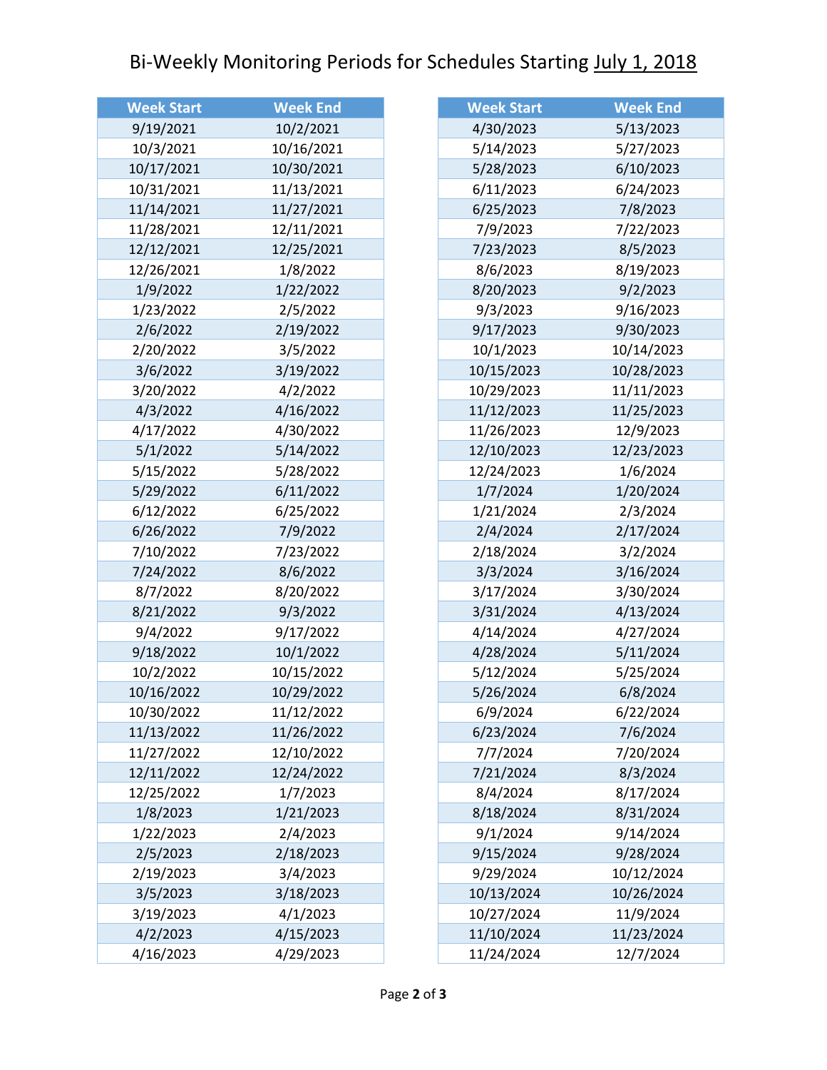# Bi-Weekly Monitoring Periods for Schedules Starting July 1, 2018

| Week Start | Week End |
|---|---|
| 9/19/2021 | 10/2/2021 |
| 10/3/2021 | 10/16/2021 |
| 10/17/2021 | 10/30/2021 |
| 10/31/2021 | 11/13/2021 |
| 11/14/2021 | 11/27/2021 |
| 11/28/2021 | 12/11/2021 |
| 12/12/2021 | 12/25/2021 |
| 12/26/2021 | 1/8/2022 |
| 1/9/2022 | 1/22/2022 |
| 1/23/2022 | 2/5/2022 |
| 2/6/2022 | 2/19/2022 |
| 2/20/2022 | 3/5/2022 |
| 3/6/2022 | 3/19/2022 |
| 3/20/2022 | 4/2/2022 |
| 4/3/2022 | 4/16/2022 |
| 4/17/2022 | 4/30/2022 |
| 5/1/2022 | 5/14/2022 |
| 5/15/2022 | 5/28/2022 |
| 5/29/2022 | 6/11/2022 |
| 6/12/2022 | 6/25/2022 |
| 6/26/2022 | 7/9/2022 |
| 7/10/2022 | 7/23/2022 |
| 7/24/2022 | 8/6/2022 |
| 8/7/2022 | 8/20/2022 |
| 8/21/2022 | 9/3/2022 |
| 9/4/2022 | 9/17/2022 |
| 9/18/2022 | 10/1/2022 |
| 10/2/2022 | 10/15/2022 |
| 10/16/2022 | 10/29/2022 |
| 10/30/2022 | 11/12/2022 |
| 11/13/2022 | 11/26/2022 |
| 11/27/2022 | 12/10/2022 |
| 12/11/2022 | 12/24/2022 |
| 12/25/2022 | 1/7/2023 |
| 1/8/2023 | 1/21/2023 |
| 1/22/2023 | 2/4/2023 |
| 2/5/2023 | 2/18/2023 |
| 2/19/2023 | 3/4/2023 |
| 3/5/2023 | 3/18/2023 |
| 3/19/2023 | 4/1/2023 |
| 4/2/2023 | 4/15/2023 |
| 4/16/2023 | 4/29/2023 |
| 4/30/2023 | 5/13/2023 |
| 5/14/2023 | 5/27/2023 |
| 5/28/2023 | 6/10/2023 |
| 6/11/2023 | 6/24/2023 |
| 6/25/2023 | 7/8/2023 |
| 7/9/2023 | 7/22/2023 |
| 7/23/2023 | 8/5/2023 |
| 8/6/2023 | 8/19/2023 |
| 8/20/2023 | 9/2/2023 |
| 9/3/2023 | 9/16/2023 |
| 9/17/2023 | 9/30/2023 |
| 10/1/2023 | 10/14/2023 |
| 10/15/2023 | 10/28/2023 |
| 10/29/2023 | 11/11/2023 |
| 11/12/2023 | 11/25/2023 |
| 11/26/2023 | 12/9/2023 |
| 12/10/2023 | 12/23/2023 |
| 12/24/2023 | 1/6/2024 |
| 1/7/2024 | 1/20/2024 |
| 1/21/2024 | 2/3/2024 |
| 2/4/2024 | 2/17/2024 |
| 2/18/2024 | 3/2/2024 |
| 3/3/2024 | 3/16/2024 |
| 3/17/2024 | 3/30/2024 |
| 3/31/2024 | 4/13/2024 |
| 4/14/2024 | 4/27/2024 |
| 4/28/2024 | 5/11/2024 |
| 5/12/2024 | 5/25/2024 |
| 5/26/2024 | 6/8/2024 |
| 6/9/2024 | 6/22/2024 |
| 6/23/2024 | 7/6/2024 |
| 7/7/2024 | 7/20/2024 |
| 7/21/2024 | 8/3/2024 |
| 8/4/2024 | 8/17/2024 |
| 8/18/2024 | 8/31/2024 |
| 9/1/2024 | 9/14/2024 |
| 9/15/2024 | 9/28/2024 |
| 9/29/2024 | 10/12/2024 |
| 10/13/2024 | 10/26/2024 |
| 10/27/2024 | 11/9/2024 |
| 11/10/2024 | 11/23/2024 |
| 11/24/2024 | 12/7/2024 |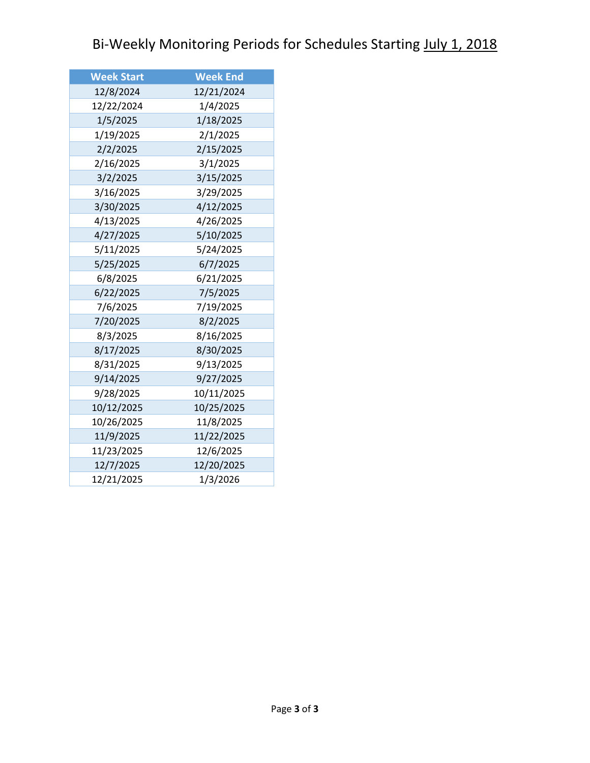# Bi-Weekly Monitoring Periods for Schedules Starting July 1, 2018

| Week Start | Week End |
|---|---|
| 12/8/2024 | 12/21/2024 |
| 12/22/2024 | 1/4/2025 |
| 1/5/2025 | 1/18/2025 |
| 1/19/2025 | 2/1/2025 |
| 2/2/2025 | 2/15/2025 |
| 2/16/2025 | 3/1/2025 |
| 3/2/2025 | 3/15/2025 |
| 3/16/2025 | 3/29/2025 |
| 3/30/2025 | 4/12/2025 |
| 4/13/2025 | 4/26/2025 |
| 4/27/2025 | 5/10/2025 |
| 5/11/2025 | 5/24/2025 |
| 5/25/2025 | 6/7/2025 |
| 6/8/2025 | 6/21/2025 |
| 6/22/2025 | 7/5/2025 |
| 7/6/2025 | 7/19/2025 |
| 7/20/2025 | 8/2/2025 |
| 8/3/2025 | 8/16/2025 |
| 8/17/2025 | 8/30/2025 |
| 8/31/2025 | 9/13/2025 |
| 9/14/2025 | 9/27/2025 |
| 9/28/2025 | 10/11/2025 |
| 10/12/2025 | 10/25/2025 |
| 10/26/2025 | 11/8/2025 |
| 11/9/2025 | 11/22/2025 |
| 11/23/2025 | 12/6/2025 |
| 12/7/2025 | 12/20/2025 |
| 12/21/2025 | 1/3/2026 |